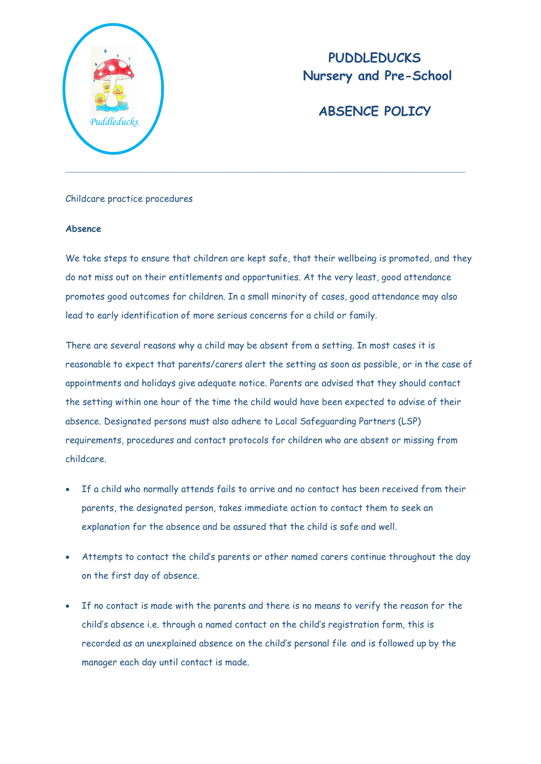# PUDDLEDUCKS Nursery and Pre-School

## ABSENCE POLICY

---

Childcare practice procedures

**Absence**

We take steps to ensure that children are kept safe, that their wellbeing is promoted, and they do not miss out on their entitlements and opportunities. At the very least, good attendance promotes good outcomes for children. In a small minority of cases, good attendance may also lead to early identification of more serious concerns for a child or family.

There are several reasons why a child may be absent from a setting. In most cases it is reasonable to expect that parents/carers alert the setting as soon as possible, or in the case of appointments and holidays give adequate notice. Parents are advised that they should contact the setting within one hour of the time the child would have been expected to advise of their absence. Designated persons must also adhere to Local Safeguarding Partners (LSP) requirements, procedures and contact protocols for children who are absent or missing from childcare.

- If a child who normally attends fails to arrive and no contact has been received from their parents, the designated person, takes immediate action to contact them to seek an explanation for the absence and be assured that the child is safe and well.
- Attempts to contact the child's parents or other named carers continue throughout the day on the first day of absence.
- If no contact is made with the parents and there is no means to verify the reason for the child's absence i.e. through a named contact on the child's registration form, this is recorded as an unexplained absence on the child's personal file and is followed up by the manager each day until contact is made.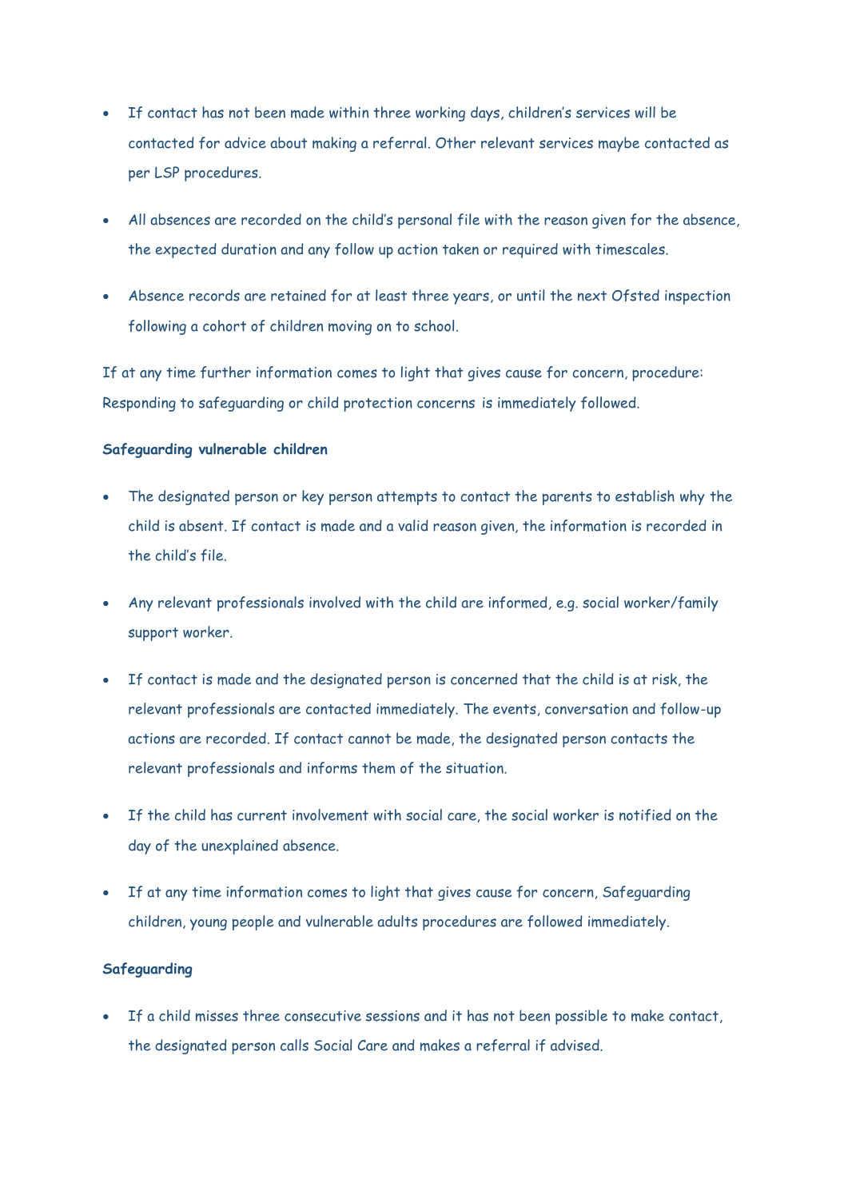- If contact has not been made within three working days, children's services will be contacted for advice about making a referral. Other relevant services maybe contacted as per LSP procedures.
- All absences are recorded on the child's personal file with the reason given for the absence, the expected duration and any follow up action taken or required with timescales.
- Absence records are retained for at least three years, or until the next Ofsted inspection following a cohort of children moving on to school.

If at any time further information comes to light that gives cause for concern, procedure: Responding to safeguarding or child protection concerns is immediately followed.

**Safeguarding vulnerable children**

- The designated person or key person attempts to contact the parents to establish why the child is absent. If contact is made and a valid reason given, the information is recorded in the child's file.
- Any relevant professionals involved with the child are informed, e.g. social worker/family support worker.
- If contact is made and the designated person is concerned that the child is at risk, the relevant professionals are contacted immediately. The events, conversation and follow-up actions are recorded. If contact cannot be made, the designated person contacts the relevant professionals and informs them of the situation.
- If the child has current involvement with social care, the social worker is notified on the day of the unexplained absence.
- If at any time information comes to light that gives cause for concern, Safeguarding children, young people and vulnerable adults procedures are followed immediately.

**Safeguarding**

- If a child misses three consecutive sessions and it has not been possible to make contact, the designated person calls Social Care and makes a referral if advised.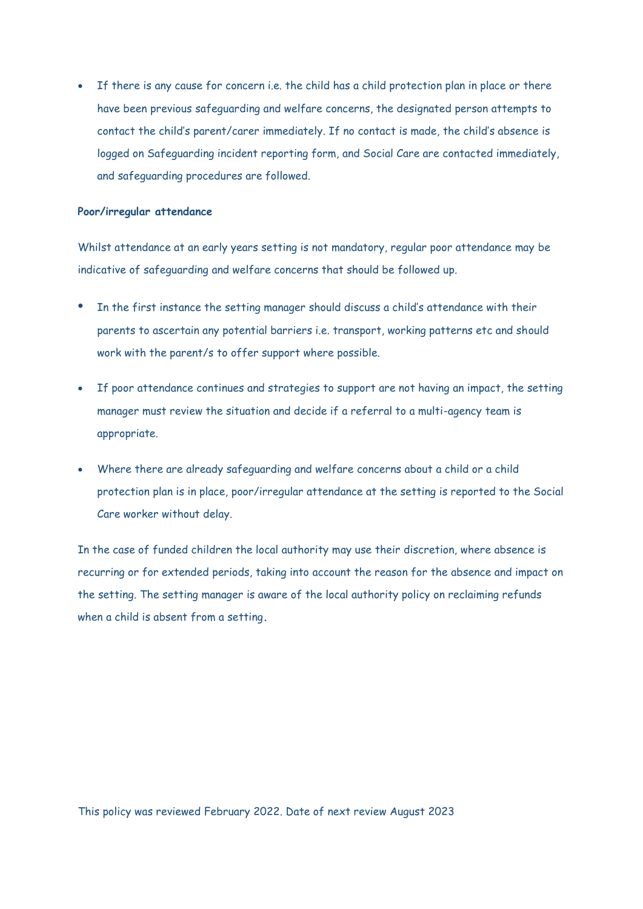- If there is any cause for concern i.e. the child has a child protection plan in place or there have been previous safeguarding and welfare concerns, the designated person attempts to contact the child's parent/carer immediately. If no contact is made, the child's absence is logged on Safeguarding incident reporting form, and Social Care are contacted immediately, and safeguarding procedures are followed.

**Poor/irregular attendance**

Whilst attendance at an early years setting is not mandatory, regular poor attendance may be indicative of safeguarding and welfare concerns that should be followed up.

- In the first instance the setting manager should discuss a child's attendance with their parents to ascertain any potential barriers i.e. transport, working patterns etc and should work with the parent/s to offer support where possible.
- If poor attendance continues and strategies to support are not having an impact, the setting manager must review the situation and decide if a referral to a multi-agency team is appropriate.
- Where there are already safeguarding and welfare concerns about a child or a child protection plan is in place, poor/irregular attendance at the setting is reported to the Social Care worker without delay.

In the case of funded children the local authority may use their discretion, where absence is recurring or for extended periods, taking into account the reason for the absence and impact on the setting. The setting manager is aware of the local authority policy on reclaiming refunds when a child is absent from a setting.

This policy was reviewed February 2022. Date of next review August 2023